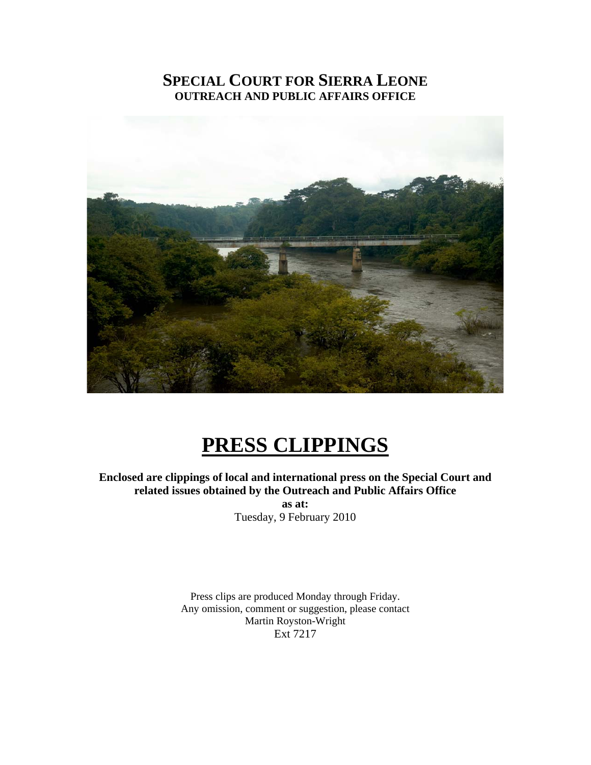# SPECIAL COURT FOR SIERRA LEONE

## OUTREACH AND PUBLIC AFFAIRS OFFICE

# PRESS CLIPPINGS

**Enclosed are clippings of local and international press on the Special Court and related issues obtained by the Outreach and Public Affairs Office**

**as at:**

Tuesday, 9 February 2010

Press clips are produced Monday through Friday.
Any omission, comment or suggestion, please contact
Martin Royston-Wright
Ext 7217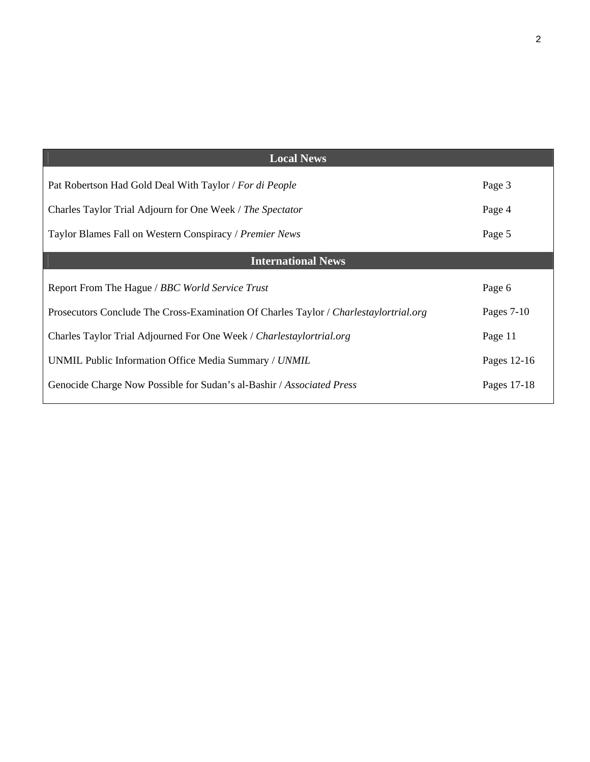| Local News | |
|---|---|
| Pat Robertson Had Gold Deal With Taylor / *For di People* | Page 3 |
| Charles Taylor Trial Adjourn for One Week / *The Spectator* | Page 4 |
| Taylor Blames Fall on Western Conspiracy / *Premier News* | Page 5 |
| **International News** | |
| Report From The Hague / *BBC World Service Trust* | Page 6 |
| Prosecutors Conclude The Cross-Examination Of Charles Taylor / *Charlestaylortrial.org* | Pages 7-10 |
| Charles Taylor Trial Adjourned For One Week / *Charlestaylortrial.org* | Page 11 |
| UNMIL Public Information Office Media Summary / *UNMIL* | Pages 12-16 |
| Genocide Charge Now Possible for Sudan's al-Bashir / *Associated Press* | Pages 17-18 |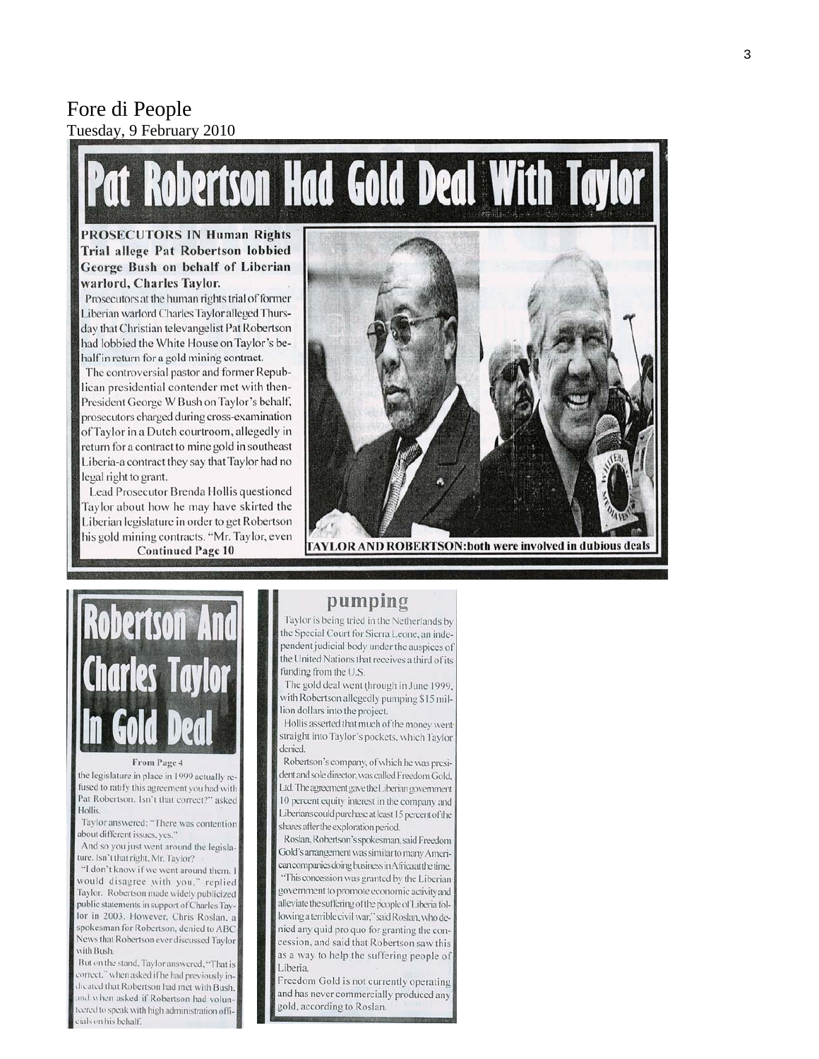Fore di People
Tuesday, 9 February 2010

# Pat Robertson Had Gold Deal With Taylor

**PROSECUTORS IN Human Rights Trial allege Pat Robertson lobbied George Bush on behalf of Liberian warlord, Charles Taylor.**

Prosecutors at the human rights trial of former Liberian warlord Charles Taylor alleged Thursday that Christian televangelist Pat Robertson had lobbied the White House on Taylor's behalf in return for a gold mining contract.

The controversial pastor and former Republican presidential contender met with then-President George W Bush on Taylor's behalf, prosecutors charged during cross-examination of Taylor in a Dutch courtroom, allegedly in return for a contract to mine gold in southeast Liberia-a contract they say that Taylor had no legal right to grant.

Lead Prosecutor Brenda Hollis questioned Taylor about how he may have skirted the Liberian legislature in order to get Robertson his gold mining contracts. "Mr. Taylor, even

**Continued Page 10**

TAYLOR AND ROBERTSON: both were involved in dubious deals

# Robertson And Charles Taylor In Gold Deal

**From Page 4**

the legislature in place in 1999 actually refused to ratify this agreement you had with Pat Robertson. Isn't that correct?" asked Hollis.

Taylor answered: "There was contention about different issues, yes."

And so you just went around the legislature. Isn't that right, Mr. Taylor?

"I don't know if we went around them. I would disagree with you," replied Taylor. Robertson made widely publicized public statements in support of Charles Taylor in 2003. However, Chris Roslan, a spokesman for Robertson, denied to ABC News that Robertson ever discussed Taylor with Bush.

But on the stand, Taylor answered, "That is correct," when asked if he had previously indicated that Robertson had met with Bush, and when asked if Robertson had volunteered to speak with high administration officials on his behalf.

## pumping

Taylor is being tried in the Netherlands by the Special Court for Sierra Leone, an independent judicial body under the auspices of the United Nations that receives a third of its funding from the U.S.

The gold deal went through in June 1999, with Robertson allegedly pumping $15 million dollars into the project.

Hollis asserted that much of the money went straight into Taylor's pockets, which Taylor denied.

Robertson's company, of which he was president and sole director, was called Freedom Gold, Ltd. The agreement gave the Liberian government 10 percent equity interest in the company and Liberians could purchase at least 15 percent of the shares after the exploration period.

Roslan, Robertson's spokesman, said Freedom Gold's arrangement was similar to many American companies doing business in Africa at the time.

"This concession was granted by the Liberian government to promote economic activity and alleviate the suffering of the people of Liberia following a terrible civil war," said Roslan, who denied any quid pro quo for granting the concession, and said that Robertson saw this as a way to help the suffering people of Liberia.

Freedom Gold is not currently operating and has never commercially produced any gold, according to Roslan.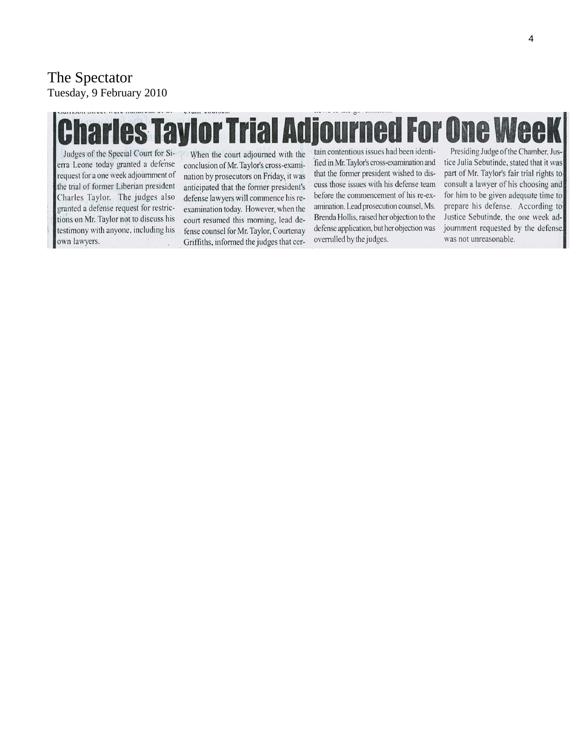The Spectator

Tuesday, 9 February 2010

# Charles Taylor Trial Adjourned For One WeeK

Judges of the Special Court for Sierra Leone today granted a defense request for a one week adjournment of the trial of former Liberian president Charles Taylor. The judges also granted a defense request for restrictions on Mr. Taylor not to discuss his testimony with anyone, including his own lawyers.

When the court adjourned with the conclusion of Mr. Taylor's cross-examination by prosecutors on Friday, it was anticipated that the former president's defense lawyers will commence his re-examination today. However, when the court resumed this morning, lead defense counsel for Mr. Taylor, Courtenay Griffiths, informed the judges that certain contentious issues had been identified in Mr. Taylor's cross-examination and that the former president wished to discuss those issues with his defense team before the commencement of his re-examination. Lead prosecution counsel, Ms. Brenda Hollis, raised her objection to the defense application, but her objection was overruled by the judges.

Presiding Judge of the Chamber, Justice Julia Sebutinde, stated that it was part of Mr. Taylor's fair trial rights to consult a lawyer of his choosing and for him to be given adequate time to prepare his defense. According to Justice Sebutinde, the one week adjournment requested by the defense was not unreasonable.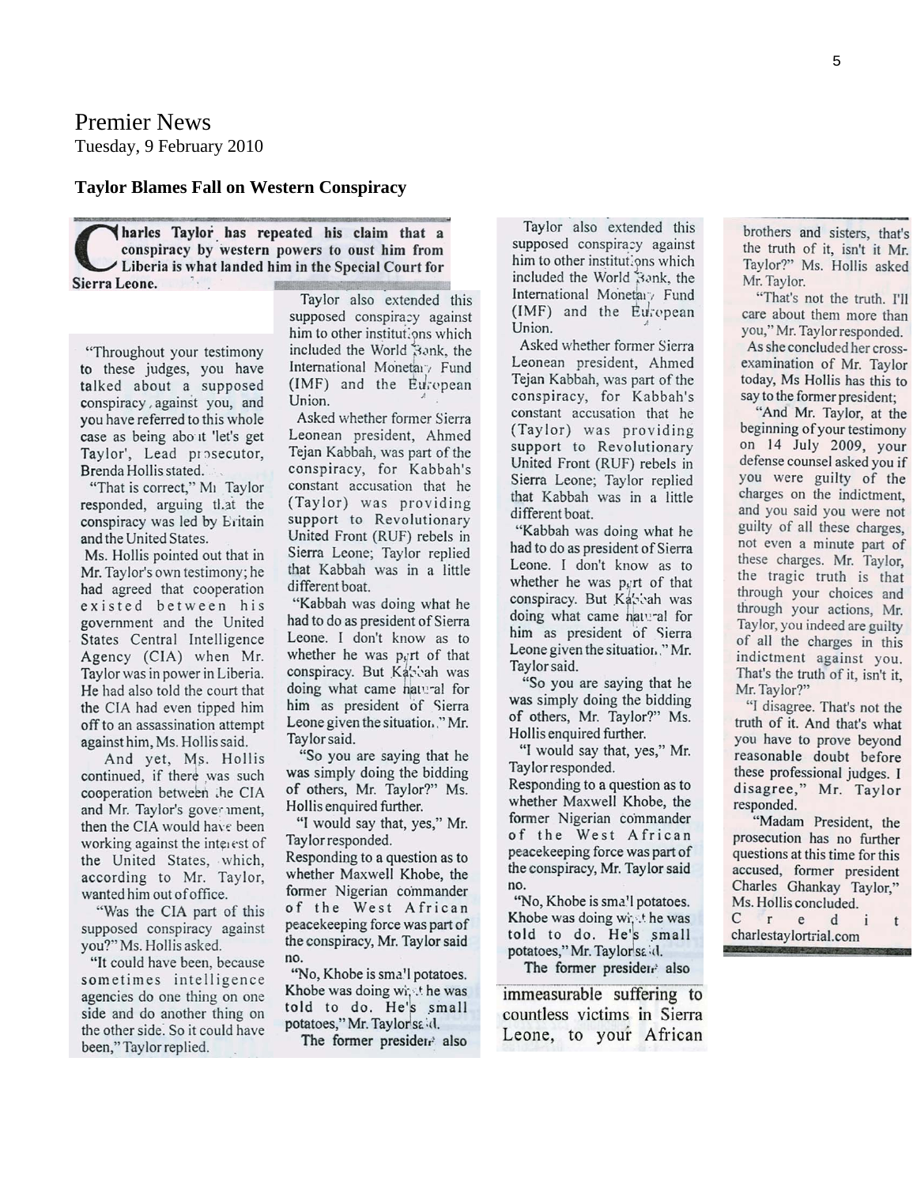# Premier News

Tuesday, 9 February 2010

## Taylor Blames Fall on Western Conspiracy

**Charles Taylor has repeated his claim that a conspiracy by western powers to oust him from Liberia is what landed him in the Special Court for Sierra Leone.**

"Throughout your testimony to these judges, you have talked about a supposed conspiracy against you, and you have referred to this whole case as being about 'let's get Taylor', Lead prosecutor, Brenda Hollis stated.

"That is correct," Mr Taylor responded, arguing that the conspiracy was led by Britain and the United States.

Ms. Hollis pointed out that in Mr. Taylor's own testimony; he had agreed that cooperation existed between his government and the United States Central Intelligence Agency (CIA) when Mr. Taylor was in power in Liberia. He had also told the court that the CIA had even tipped him off to an assassination attempt against him, Ms. Hollis said.

And yet, Ms. Hollis continued, if there was such cooperation between the CIA and Mr. Taylor's government, then the CIA would have been working against the interest of the United States, which, according to Mr. Taylor, wanted him out of office.

"Was the CIA part of this supposed conspiracy against you?" Ms. Hollis asked.

"It could have been, because sometimes intelligence agencies do one thing on one side and do another thing on the other side. So it could have been," Taylor replied.

Taylor also extended this supposed conspiracy against him to other institutions which included the World Bank, the International Monetary Fund (IMF) and the European Union.

Asked whether former Sierra Leonean president, Ahmed Tejan Kabbah, was part of the conspiracy, for Kabbah's constant accusation that he (Taylor) was providing support to Revolutionary United Front (RUF) rebels in Sierra Leone; Taylor replied that Kabbah was in a little different boat.

"Kabbah was doing what he had to do as president of Sierra Leone. I don't know as to whether he was part of that conspiracy. But Kabbah was doing what came natural for him as president of Sierra Leone given the situation," Mr. Taylor said.

"So you are saying that he was simply doing the bidding of others, Mr. Taylor?" Ms. Hollis enquired further.

"I would say that, yes," Mr. Taylor responded.

Responding to a question as to whether Maxwell Khobe, the former Nigerian commander of the West African peacekeeping force was part of the conspiracy, Mr. Taylor said no.

"No, Khobe is small potatoes. Khobe was doing what he was told to do. He's small potatoes," Mr. Taylor said.

The former president also

Taylor also extended this supposed conspiracy against him to other institutions which included the World Bank, the International Monetary Fund (IMF) and the European Union.

Asked whether former Sierra Leonean president, Ahmed Tejan Kabbah, was part of the conspiracy, for Kabbah's constant accusation that he (Taylor) was providing support to Revolutionary United Front (RUF) rebels in Sierra Leone; Taylor replied that Kabbah was in a little different boat.

"Kabbah was doing what he had to do as president of Sierra Leone. I don't know as to whether he was part of that conspiracy. But Kabbah was doing what came natural for him as president of Sierra Leone given the situation," Mr. Taylor said.

"So you are saying that he was simply doing the bidding of others, Mr. Taylor?" Ms. Hollis enquired further.

"I would say that, yes," Mr. Taylor responded.

Responding to a question as to whether Maxwell Khobe, the former Nigerian commander of the West African peacekeeping force was part of the conspiracy, Mr. Taylor said no.

"No, Khobe is small potatoes. Khobe was doing what he was told to do. He's small potatoes," Mr. Taylor said.

The former president also immeasurable suffering to countless victims in Sierra Leone, to your African brothers and sisters, that's the truth of it, isn't it Mr. Taylor?" Ms. Hollis asked Mr. Taylor.

"That's not the truth. I'll care about them more than you," Mr. Taylor responded.

As she concluded her cross-examination of Mr. Taylor today, Ms Hollis has this to say to the former president;

"And Mr. Taylor, at the beginning of your testimony on 14 July 2009, your defense counsel asked you if you were guilty of the charges on the indictment, and you said you were not guilty of all these charges, not even a minute part of these charges. Mr. Taylor, the tragic truth is that through your choices and through your actions, Mr. Taylor, you indeed are guilty of all the charges in this indictment against you. That's the truth of it, isn't it, Mr. Taylor?"

"I disagree. That's not the truth of it. And that's what you have to prove beyond reasonable doubt before these professional judges. I disagree," Mr. Taylor responded.

"Madam President, the prosecution has no further questions at this time for this accused, former president Charles Ghankay Taylor," Ms. Hollis concluded.

Credit charlestaylortrial.com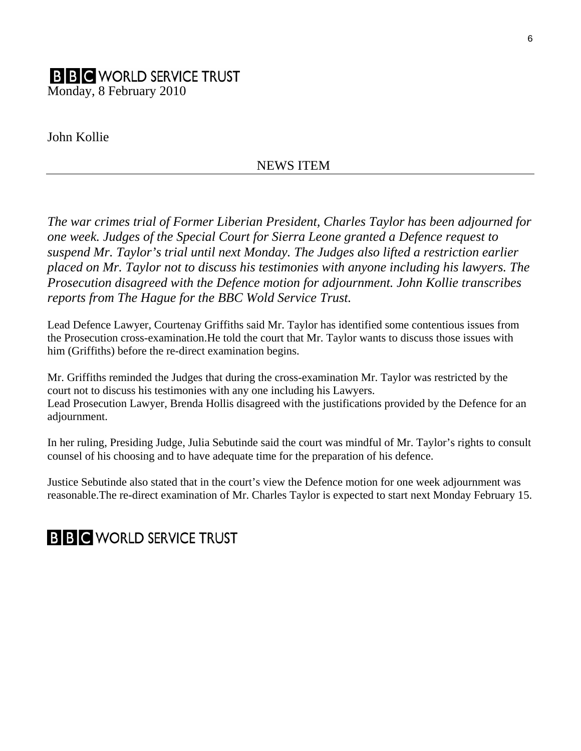**BBC WORLD SERVICE TRUST**

Monday, 8 February 2010

John Kollie

NEWS ITEM

---

*The war crimes trial of Former Liberian President, Charles Taylor has been adjourned for one week. Judges of the Special Court for Sierra Leone granted a Defence request to suspend Mr. Taylor's trial until next Monday. The Judges also lifted a restriction earlier placed on Mr. Taylor not to discuss his testimonies with anyone including his lawyers. The Prosecution disagreed with the Defence motion for adjournment. John Kollie transcribes reports from The Hague for the BBC Wold Service Trust.*

Lead Defence Lawyer, Courtenay Griffiths said Mr. Taylor has identified some contentious issues from the Prosecution cross-examination.He told the court that Mr. Taylor wants to discuss those issues with him (Griffiths) before the re-direct examination begins.

Mr. Griffiths reminded the Judges that during the cross-examination Mr. Taylor was restricted by the court not to discuss his testimonies with any one including his Lawyers.
Lead Prosecution Lawyer, Brenda Hollis disagreed with the justifications provided by the Defence for an adjournment.

In her ruling, Presiding Judge, Julia Sebutinde said the court was mindful of Mr. Taylor's rights to consult counsel of his choosing and to have adequate time for the preparation of his defence.

Justice Sebutinde also stated that in the court's view the Defence motion for one week adjournment was reasonable.The re-direct examination of Mr. Charles Taylor is expected to start next Monday February 15.

**BBC WORLD SERVICE TRUST**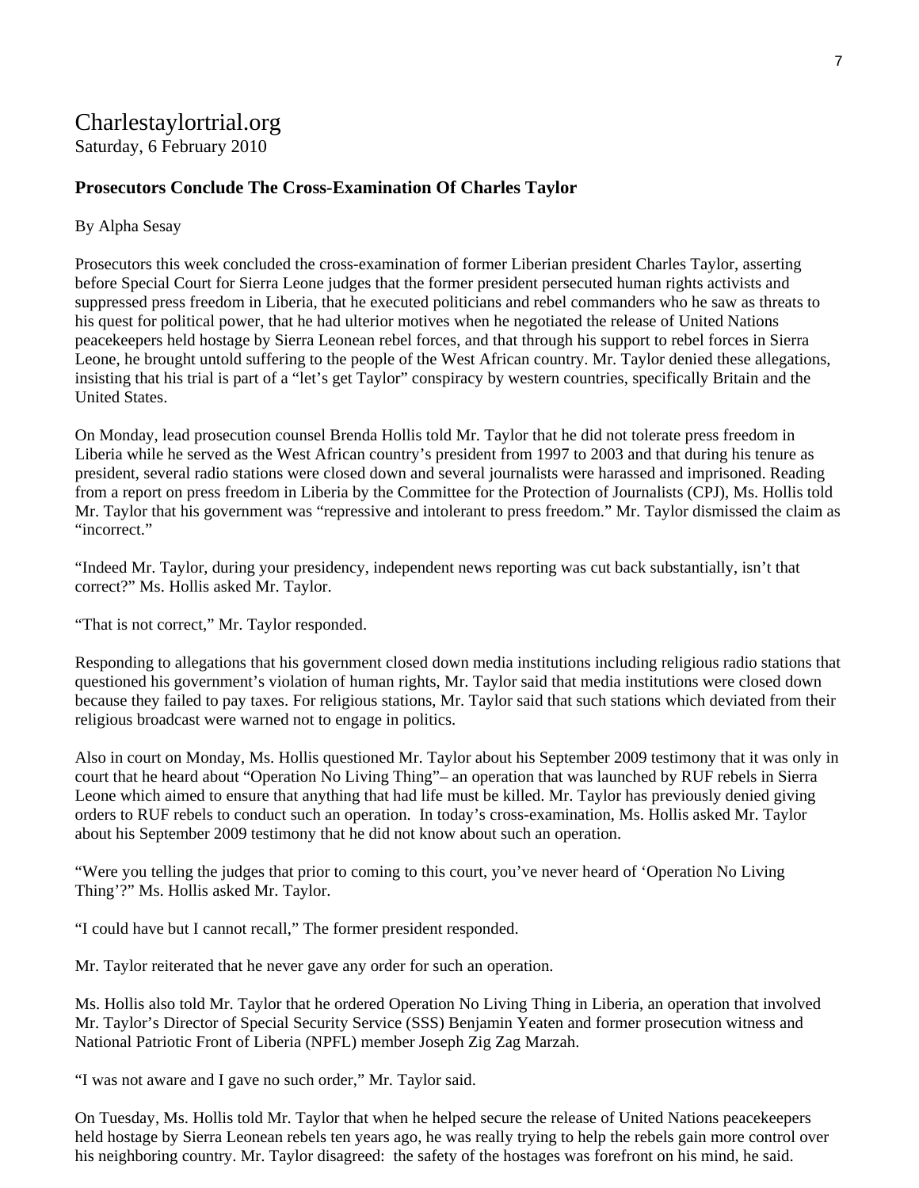Charlestaylortrial.org
Saturday, 6 February 2010

### Prosecutors Conclude The Cross-Examination Of Charles Taylor

By Alpha Sesay

Prosecutors this week concluded the cross-examination of former Liberian president Charles Taylor, asserting before Special Court for Sierra Leone judges that the former president persecuted human rights activists and suppressed press freedom in Liberia, that he executed politicians and rebel commanders who he saw as threats to his quest for political power, that he had ulterior motives when he negotiated the release of United Nations peacekeepers held hostage by Sierra Leonean rebel forces, and that through his support to rebel forces in Sierra Leone, he brought untold suffering to the people of the West African country. Mr. Taylor denied these allegations, insisting that his trial is part of a "let's get Taylor" conspiracy by western countries, specifically Britain and the United States.

On Monday, lead prosecution counsel Brenda Hollis told Mr. Taylor that he did not tolerate press freedom in Liberia while he served as the West African country's president from 1997 to 2003 and that during his tenure as president, several radio stations were closed down and several journalists were harassed and imprisoned. Reading from a report on press freedom in Liberia by the Committee for the Protection of Journalists (CPJ), Ms. Hollis told Mr. Taylor that his government was "repressive and intolerant to press freedom." Mr. Taylor dismissed the claim as "incorrect."

"Indeed Mr. Taylor, during your presidency, independent news reporting was cut back substantially, isn't that correct?" Ms. Hollis asked Mr. Taylor.

"That is not correct," Mr. Taylor responded.

Responding to allegations that his government closed down media institutions including religious radio stations that questioned his government's violation of human rights, Mr. Taylor said that media institutions were closed down because they failed to pay taxes. For religious stations, Mr. Taylor said that such stations which deviated from their religious broadcast were warned not to engage in politics.

Also in court on Monday, Ms. Hollis questioned Mr. Taylor about his September 2009 testimony that it was only in court that he heard about "Operation No Living Thing"– an operation that was launched by RUF rebels in Sierra Leone which aimed to ensure that anything that had life must be killed. Mr. Taylor has previously denied giving orders to RUF rebels to conduct such an operation. In today's cross-examination, Ms. Hollis asked Mr. Taylor about his September 2009 testimony that he did not know about such an operation.

"Were you telling the judges that prior to coming to this court, you've never heard of 'Operation No Living Thing'?" Ms. Hollis asked Mr. Taylor.

"I could have but I cannot recall," The former president responded.

Mr. Taylor reiterated that he never gave any order for such an operation.

Ms. Hollis also told Mr. Taylor that he ordered Operation No Living Thing in Liberia, an operation that involved Mr. Taylor's Director of Special Security Service (SSS) Benjamin Yeaten and former prosecution witness and National Patriotic Front of Liberia (NPFL) member Joseph Zig Zag Marzah.

"I was not aware and I gave no such order," Mr. Taylor said.

On Tuesday, Ms. Hollis told Mr. Taylor that when he helped secure the release of United Nations peacekeepers held hostage by Sierra Leonean rebels ten years ago, he was really trying to help the rebels gain more control over his neighboring country. Mr. Taylor disagreed: the safety of the hostages was forefront on his mind, he said.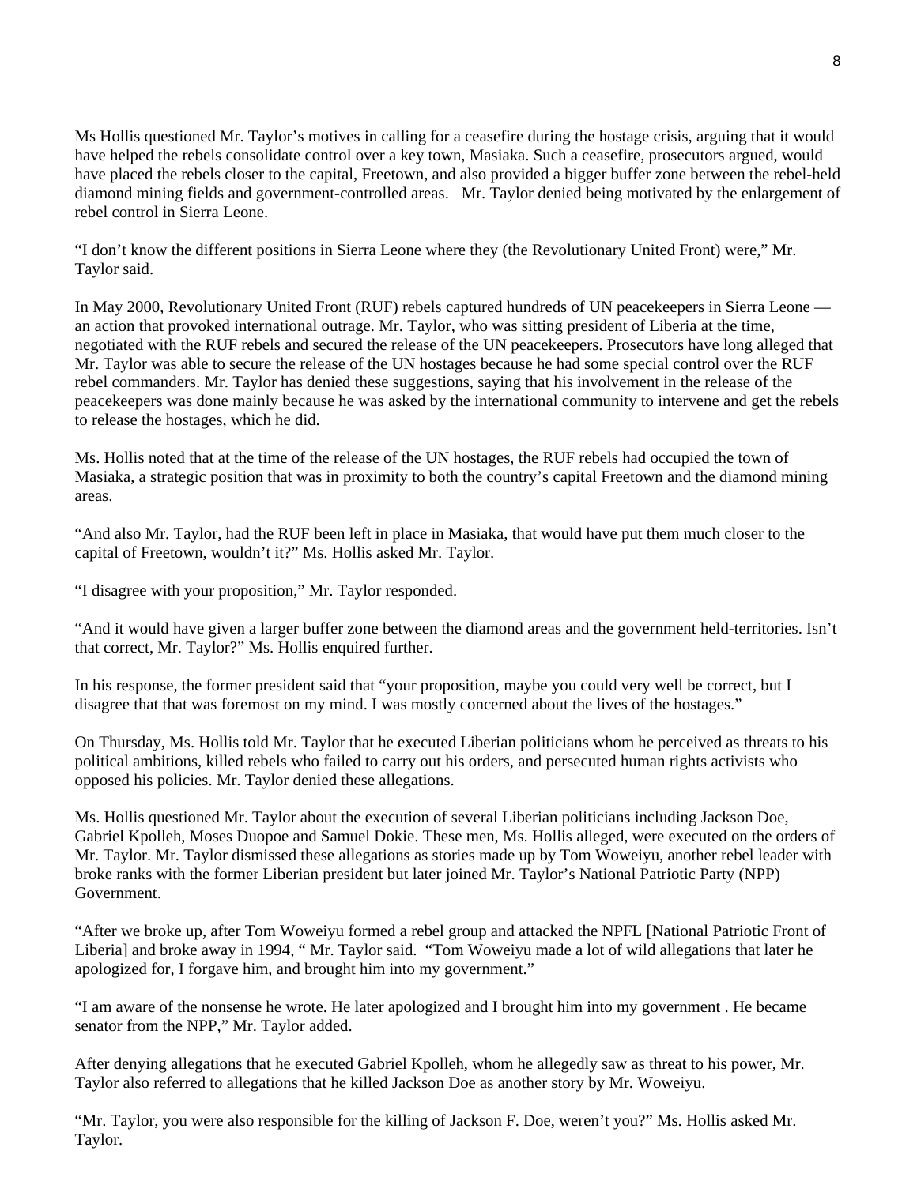Ms Hollis questioned Mr. Taylor's motives in calling for a ceasefire during the hostage crisis, arguing that it would have helped the rebels consolidate control over a key town, Masiaka. Such a ceasefire, prosecutors argued, would have placed the rebels closer to the capital, Freetown, and also provided a bigger buffer zone between the rebel-held diamond mining fields and government-controlled areas. Mr. Taylor denied being motivated by the enlargement of rebel control in Sierra Leone.

"I don't know the different positions in Sierra Leone where they (the Revolutionary United Front) were," Mr. Taylor said.

In May 2000, Revolutionary United Front (RUF) rebels captured hundreds of UN peacekeepers in Sierra Leone — an action that provoked international outrage. Mr. Taylor, who was sitting president of Liberia at the time, negotiated with the RUF rebels and secured the release of the UN peacekeepers. Prosecutors have long alleged that Mr. Taylor was able to secure the release of the UN hostages because he had some special control over the RUF rebel commanders. Mr. Taylor has denied these suggestions, saying that his involvement in the release of the peacekeepers was done mainly because he was asked by the international community to intervene and get the rebels to release the hostages, which he did.

Ms. Hollis noted that at the time of the release of the UN hostages, the RUF rebels had occupied the town of Masiaka, a strategic position that was in proximity to both the country's capital Freetown and the diamond mining areas.

"And also Mr. Taylor, had the RUF been left in place in Masiaka, that would have put them much closer to the capital of Freetown, wouldn't it?" Ms. Hollis asked Mr. Taylor.

"I disagree with your proposition," Mr. Taylor responded.

"And it would have given a larger buffer zone between the diamond areas and the government held-territories. Isn't that correct, Mr. Taylor?" Ms. Hollis enquired further.

In his response, the former president said that "your proposition, maybe you could very well be correct, but I disagree that that was foremost on my mind. I was mostly concerned about the lives of the hostages."

On Thursday, Ms. Hollis told Mr. Taylor that he executed Liberian politicians whom he perceived as threats to his political ambitions, killed rebels who failed to carry out his orders, and persecuted human rights activists who opposed his policies. Mr. Taylor denied these allegations.

Ms. Hollis questioned Mr. Taylor about the execution of several Liberian politicians including Jackson Doe, Gabriel Kpolleh, Moses Duopoe and Samuel Dokie. These men, Ms. Hollis alleged, were executed on the orders of Mr. Taylor. Mr. Taylor dismissed these allegations as stories made up by Tom Woweiyu, another rebel leader with broke ranks with the former Liberian president but later joined Mr. Taylor's National Patriotic Party (NPP) Government.

"After we broke up, after Tom Woweiyu formed a rebel group and attacked the NPFL [National Patriotic Front of Liberia] and broke away in 1994, " Mr. Taylor said. "Tom Woweiyu made a lot of wild allegations that later he apologized for, I forgave him, and brought him into my government."

"I am aware of the nonsense he wrote. He later apologized and I brought him into my government . He became senator from the NPP," Mr. Taylor added.

After denying allegations that he executed Gabriel Kpolleh, whom he allegedly saw as threat to his power, Mr. Taylor also referred to allegations that he killed Jackson Doe as another story by Mr. Woweiyu.

"Mr. Taylor, you were also responsible for the killing of Jackson F. Doe, weren't you?" Ms. Hollis asked Mr. Taylor.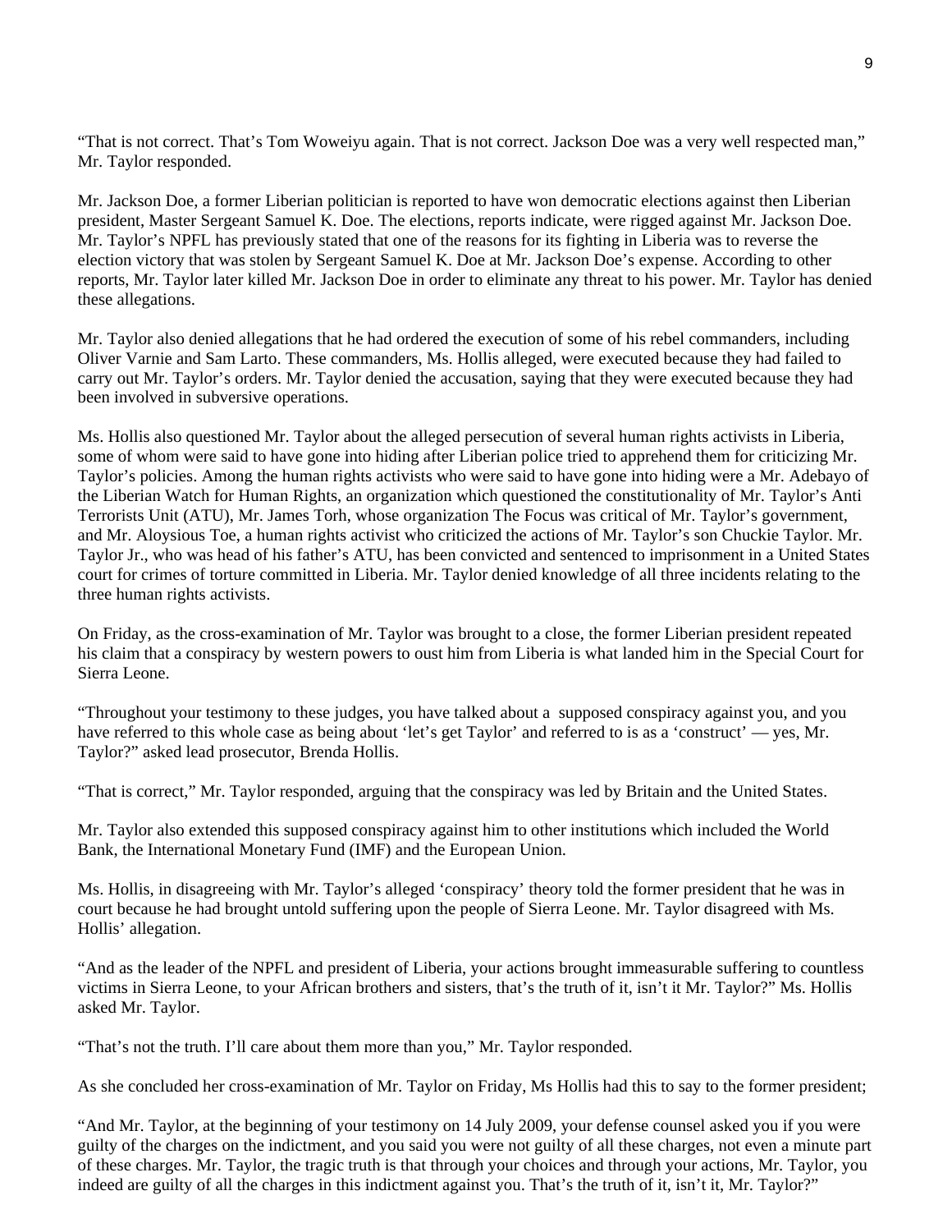"That is not correct. That's Tom Woweiyu again. That is not correct. Jackson Doe was a very well respected man," Mr. Taylor responded.

Mr. Jackson Doe, a former Liberian politician is reported to have won democratic elections against then Liberian president, Master Sergeant Samuel K. Doe. The elections, reports indicate, were rigged against Mr. Jackson Doe. Mr. Taylor's NPFL has previously stated that one of the reasons for its fighting in Liberia was to reverse the election victory that was stolen by Sergeant Samuel K. Doe at Mr. Jackson Doe's expense. According to other reports, Mr. Taylor later killed Mr. Jackson Doe in order to eliminate any threat to his power. Mr. Taylor has denied these allegations.

Mr. Taylor also denied allegations that he had ordered the execution of some of his rebel commanders, including Oliver Varnie and Sam Larto. These commanders, Ms. Hollis alleged, were executed because they had failed to carry out Mr. Taylor's orders. Mr. Taylor denied the accusation, saying that they were executed because they had been involved in subversive operations.

Ms. Hollis also questioned Mr. Taylor about the alleged persecution of several human rights activists in Liberia, some of whom were said to have gone into hiding after Liberian police tried to apprehend them for criticizing Mr. Taylor's policies. Among the human rights activists who were said to have gone into hiding were a Mr. Adebayo of the Liberian Watch for Human Rights, an organization which questioned the constitutionality of Mr. Taylor's Anti Terrorists Unit (ATU), Mr. James Torh, whose organization The Focus was critical of Mr. Taylor's government, and Mr. Aloysious Toe, a human rights activist who criticized the actions of Mr. Taylor's son Chuckie Taylor. Mr. Taylor Jr., who was head of his father's ATU, has been convicted and sentenced to imprisonment in a United States court for crimes of torture committed in Liberia. Mr. Taylor denied knowledge of all three incidents relating to the three human rights activists.

On Friday, as the cross-examination of Mr. Taylor was brought to a close, the former Liberian president repeated his claim that a conspiracy by western powers to oust him from Liberia is what landed him in the Special Court for Sierra Leone.

"Throughout your testimony to these judges, you have talked about a supposed conspiracy against you, and you have referred to this whole case as being about 'let's get Taylor' and referred to is as a 'construct' — yes, Mr. Taylor?" asked lead prosecutor, Brenda Hollis.

"That is correct," Mr. Taylor responded, arguing that the conspiracy was led by Britain and the United States.

Mr. Taylor also extended this supposed conspiracy against him to other institutions which included the World Bank, the International Monetary Fund (IMF) and the European Union.

Ms. Hollis, in disagreeing with Mr. Taylor's alleged 'conspiracy' theory told the former president that he was in court because he had brought untold suffering upon the people of Sierra Leone. Mr. Taylor disagreed with Ms. Hollis' allegation.

"And as the leader of the NPFL and president of Liberia, your actions brought immeasurable suffering to countless victims in Sierra Leone, to your African brothers and sisters, that's the truth of it, isn't it Mr. Taylor?" Ms. Hollis asked Mr. Taylor.

"That's not the truth. I'll care about them more than you," Mr. Taylor responded.

As she concluded her cross-examination of Mr. Taylor on Friday, Ms Hollis had this to say to the former president;

"And Mr. Taylor, at the beginning of your testimony on 14 July 2009, your defense counsel asked you if you were guilty of the charges on the indictment, and you said you were not guilty of all these charges, not even a minute part of these charges. Mr. Taylor, the tragic truth is that through your choices and through your actions, Mr. Taylor, you indeed are guilty of all the charges in this indictment against you. That's the truth of it, isn't it, Mr. Taylor?"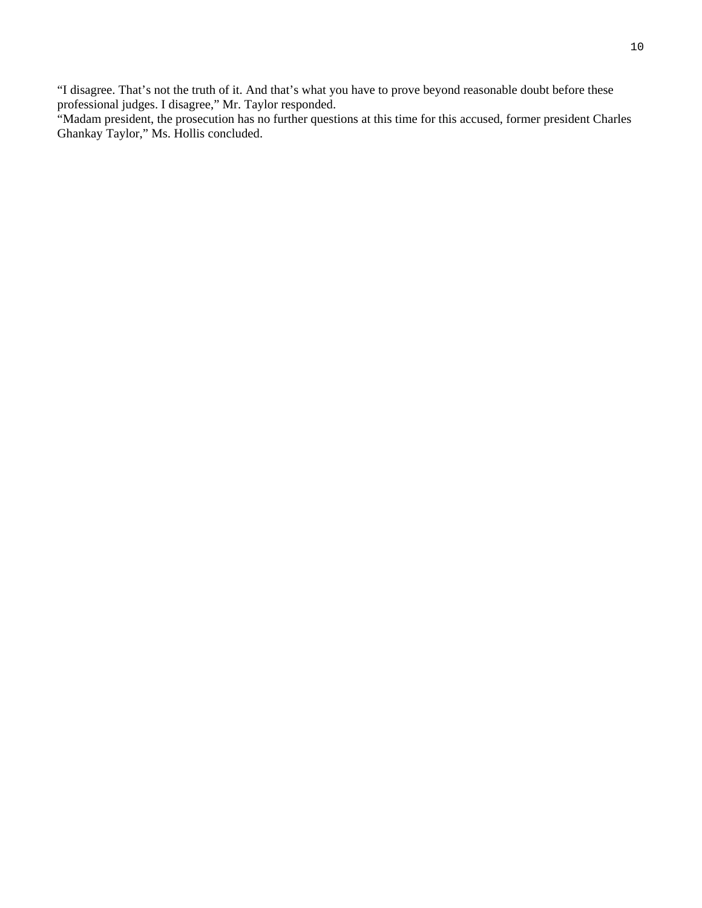"I disagree. That's not the truth of it. And that's what you have to prove beyond reasonable doubt before these professional judges. I disagree," Mr. Taylor responded.

"Madam president, the prosecution has no further questions at this time for this accused, former president Charles Ghankay Taylor," Ms. Hollis concluded.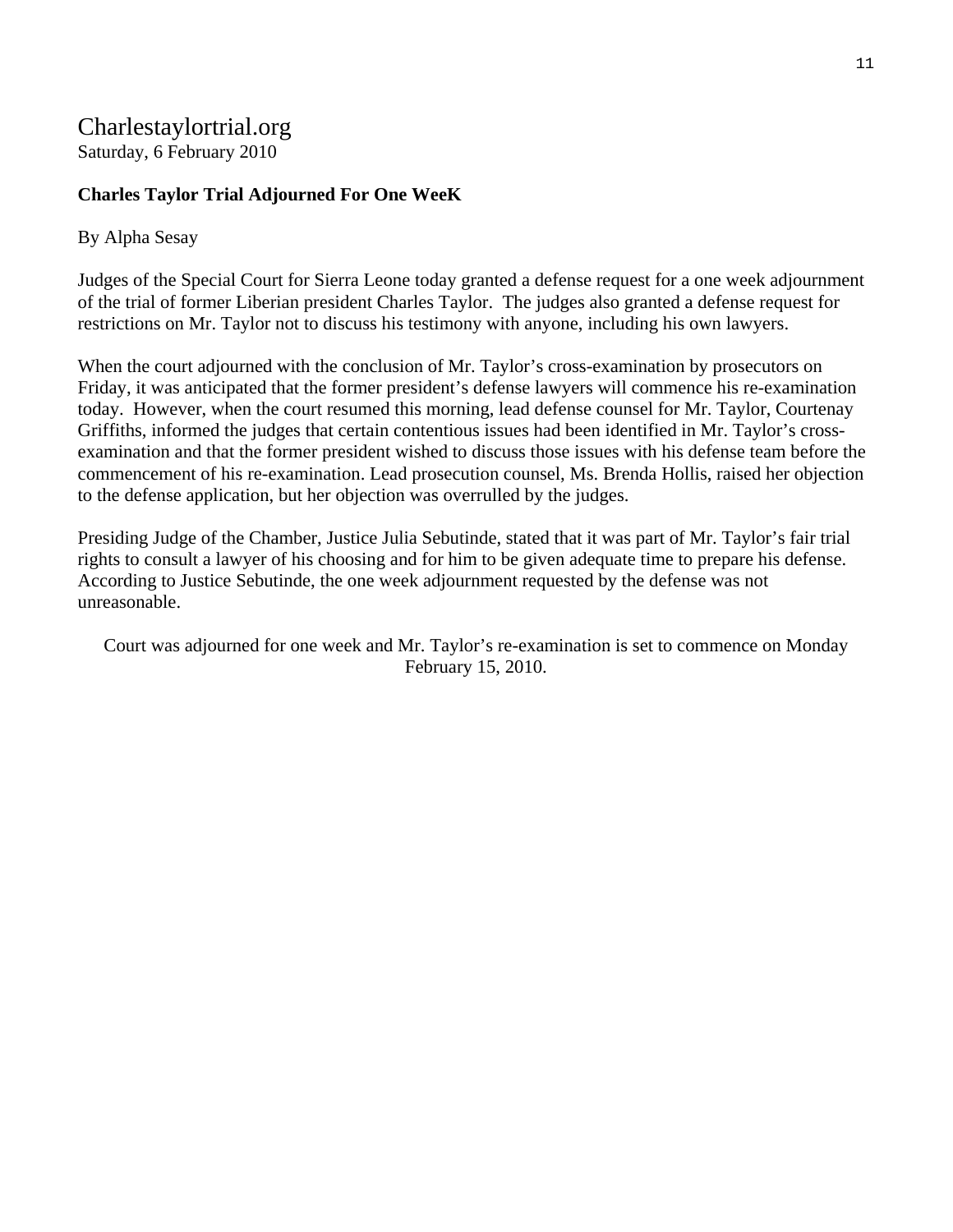Charlestaylortrial.org
Saturday, 6 February 2010

**Charles Taylor Trial Adjourned For One WeeK**

By Alpha Sesay

Judges of the Special Court for Sierra Leone today granted a defense request for a one week adjournment of the trial of former Liberian president Charles Taylor. The judges also granted a defense request for restrictions on Mr. Taylor not to discuss his testimony with anyone, including his own lawyers.

When the court adjourned with the conclusion of Mr. Taylor's cross-examination by prosecutors on Friday, it was anticipated that the former president's defense lawyers will commence his re-examination today. However, when the court resumed this morning, lead defense counsel for Mr. Taylor, Courtenay Griffiths, informed the judges that certain contentious issues had been identified in Mr. Taylor's cross-examination and that the former president wished to discuss those issues with his defense team before the commencement of his re-examination. Lead prosecution counsel, Ms. Brenda Hollis, raised her objection to the defense application, but her objection was overrulled by the judges.

Presiding Judge of the Chamber, Justice Julia Sebutinde, stated that it was part of Mr. Taylor's fair trial rights to consult a lawyer of his choosing and for him to be given adequate time to prepare his defense. According to Justice Sebutinde, the one week adjournment requested by the defense was not unreasonable.

Court was adjourned for one week and Mr. Taylor's re-examination is set to commence on Monday February 15, 2010.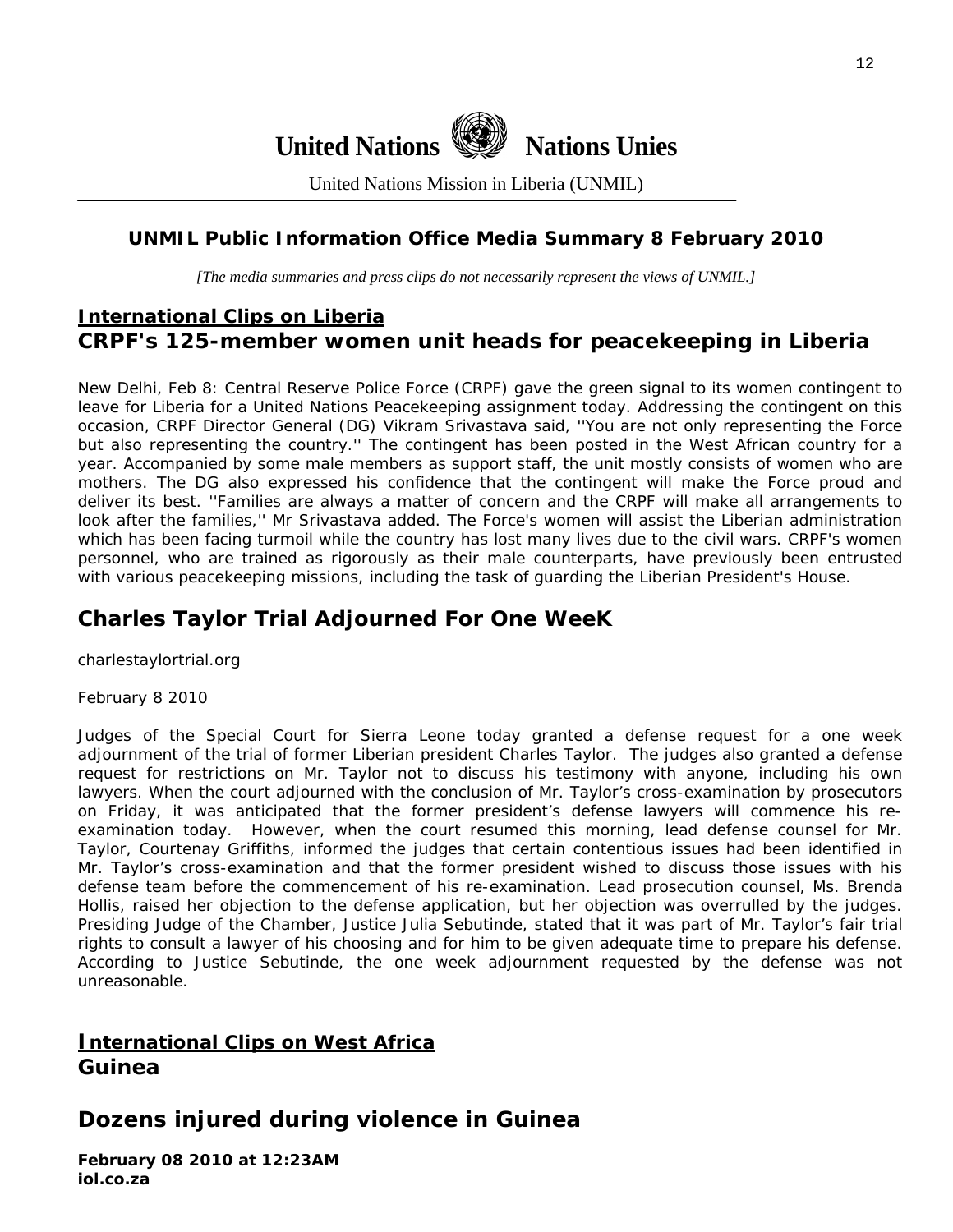# United Nations Nations Unies

United Nations Mission in Liberia (UNMIL)

## UNMIL Public Information Office Media Summary 8 February 2010

*[The media summaries and press clips do not necessarily represent the views of UNMIL.]*

## International Clips on Liberia

## CRPF's 125-member women unit heads for peacekeeping in Liberia

New Delhi, Feb 8: Central Reserve Police Force (CRPF) gave the green signal to its women contingent to leave for Liberia for a United Nations Peacekeeping assignment today. Addressing the contingent on this occasion, CRPF Director General (DG) Vikram Srivastava said, ''You are not only representing the Force but also representing the country.'' The contingent has been posted in the West African country for a year. Accompanied by some male members as support staff, the unit mostly consists of women who are mothers. The DG also expressed his confidence that the contingent will make the Force proud and deliver its best. ''Families are always a matter of concern and the CRPF will make all arrangements to look after the families,'' Mr Srivastava added. The Force's women will assist the Liberian administration which has been facing turmoil while the country has lost many lives due to the civil wars. CRPF's women personnel, who are trained as rigorously as their male counterparts, have previously been entrusted with various peacekeeping missions, including the task of guarding the Liberian President's House.

## Charles Taylor Trial Adjourned For One WeeK

charlestaylortrial.org

February 8 2010

Judges of the Special Court for Sierra Leone today granted a defense request for a one week adjournment of the trial of former Liberian president Charles Taylor. The judges also granted a defense request for restrictions on Mr. Taylor not to discuss his testimony with anyone, including his own lawyers. When the court adjourned with the conclusion of Mr. Taylor's cross-examination by prosecutors on Friday, it was anticipated that the former president's defense lawyers will commence his re-examination today. However, when the court resumed this morning, lead defense counsel for Mr. Taylor, Courtenay Griffiths, informed the judges that certain contentious issues had been identified in Mr. Taylor's cross-examination and that the former president wished to discuss those issues with his defense team before the commencement of his re-examination. Lead prosecution counsel, Ms. Brenda Hollis, raised her objection to the defense application, but her objection was overruled by the judges. Presiding Judge of the Chamber, Justice Julia Sebutinde, stated that it was part of Mr. Taylor's fair trial rights to consult a lawyer of his choosing and for him to be given adequate time to prepare his defense. According to Justice Sebutinde, the one week adjournment requested by the defense was not unreasonable.

## International Clips on West Africa

### Guinea

## Dozens injured during violence in Guinea

**February 08 2010 at 12:23AM**
**iol.co.za**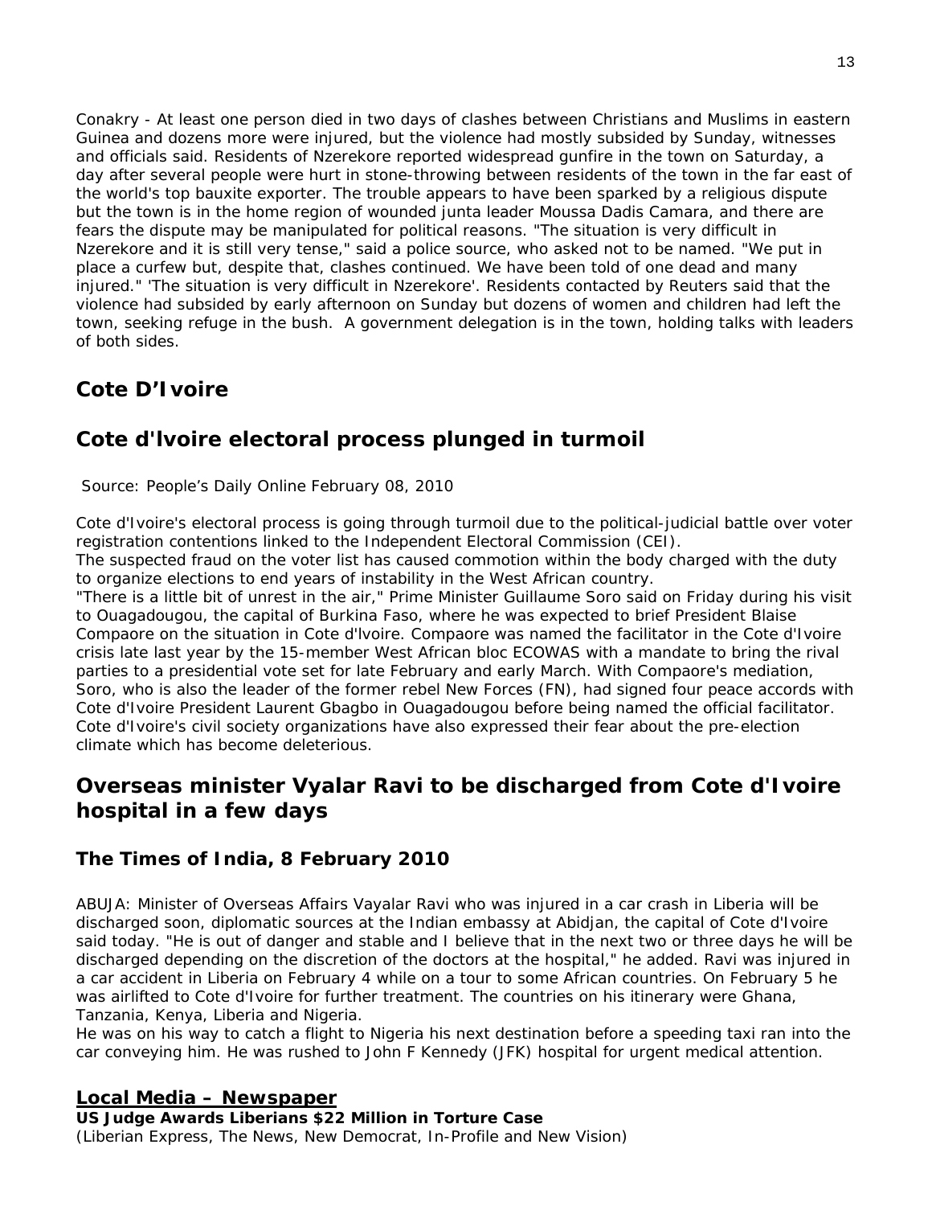Conakry - At least one person died in two days of clashes between Christians and Muslims in eastern Guinea and dozens more were injured, but the violence had mostly subsided by Sunday, witnesses and officials said. Residents of Nzerekore reported widespread gunfire in the town on Saturday, a day after several people were hurt in stone-throwing between residents of the town in the far east of the world's top bauxite exporter. The trouble appears to have been sparked by a religious dispute but the town is in the home region of wounded junta leader Moussa Dadis Camara, and there are fears the dispute may be manipulated for political reasons. "The situation is very difficult in Nzerekore and it is still very tense," said a police source, who asked not to be named. "We put in place a curfew but, despite that, clashes continued. We have been told of one dead and many injured." 'The situation is very difficult in Nzerekore'. Residents contacted by Reuters said that the violence had subsided by early afternoon on Sunday but dozens of women and children had left the town, seeking refuge in the bush. A government delegation is in the town, holding talks with leaders of both sides.

# Cote D'Ivoire

## Cote d'Ivoire electoral process plunged in turmoil

Source: People's Daily Online February 08, 2010

Cote d'Ivoire's electoral process is going through turmoil due to the political-judicial battle over voter registration contentions linked to the Independent Electoral Commission (CEI).
The suspected fraud on the voter list has caused commotion within the body charged with the duty to organize elections to end years of instability in the West African country.
"There is a little bit of unrest in the air," Prime Minister Guillaume Soro said on Friday during his visit to Ouagadougou, the capital of Burkina Faso, where he was expected to brief President Blaise Compaore on the situation in Cote d'Ivoire. Compaore was named the facilitator in the Cote d'Ivoire crisis late last year by the 15-member West African bloc ECOWAS with a mandate to bring the rival parties to a presidential vote set for late February and early March. With Compaore's mediation, Soro, who is also the leader of the former rebel New Forces (FN), had signed four peace accords with Cote d'Ivoire President Laurent Gbagbo in Ouagadougou before being named the official facilitator.
Cote d'Ivoire's civil society organizations have also expressed their fear about the pre-election climate which has become deleterious.

## Overseas minister Vyalar Ravi to be discharged from Cote d'Ivoire hospital in a few days

### The Times of India, 8 February 2010

ABUJA: Minister of Overseas Affairs Vayalar Ravi who was injured in a car crash in Liberia will be discharged soon, diplomatic sources at the Indian embassy at Abidjan, the capital of Cote d'Ivoire said today. "He is out of danger and stable and I believe that in the next two or three days he will be discharged depending on the discretion of the doctors at the hospital," he added. Ravi was injured in a car accident in Liberia on February 4 while on a tour to some African countries. On February 5 he was airlifted to Cote d'Ivoire for further treatment. The countries on his itinerary were Ghana, Tanzania, Kenya, Liberia and Nigeria.
He was on his way to catch a flight to Nigeria his next destination before a speeding taxi ran into the car conveying him. He was rushed to John F Kennedy (JFK) hospital for urgent medical attention.

## Local Media – Newspaper

**US Judge Awards Liberians $22 Million in Torture Case**
(Liberian Express, The News, New Democrat, In-Profile and New Vision)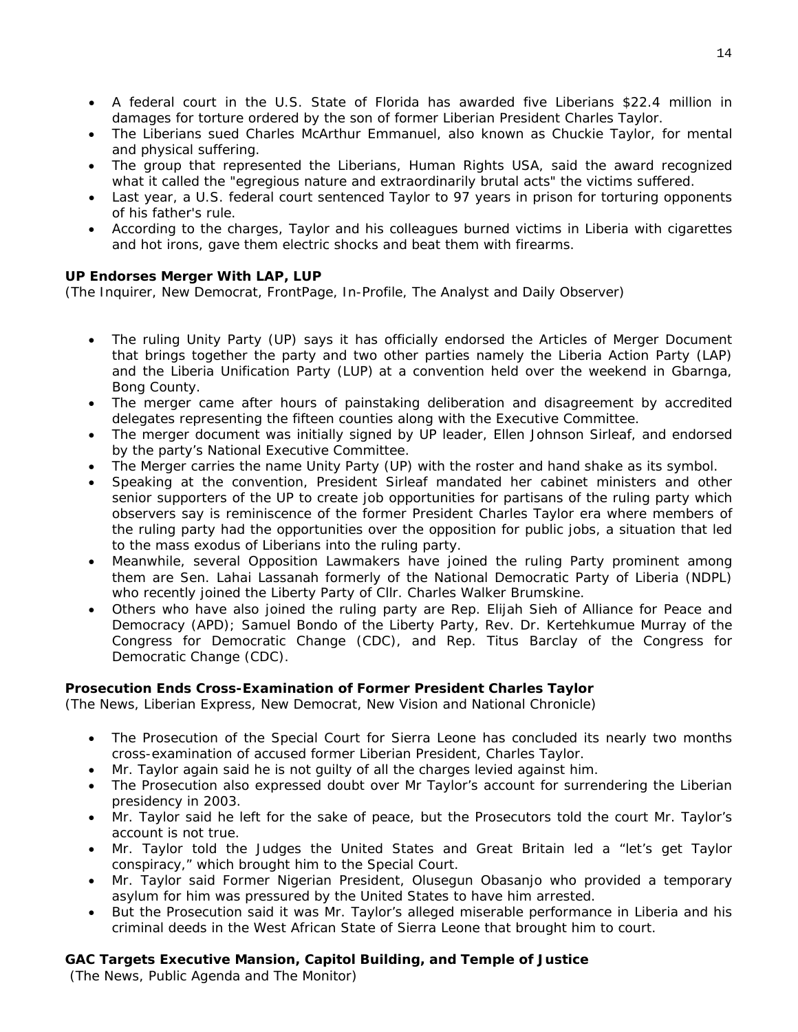- A federal court in the U.S. State of Florida has awarded five Liberians $22.4 million in damages for torture ordered by the son of former Liberian President Charles Taylor.
- The Liberians sued Charles McArthur Emmanuel, also known as Chuckie Taylor, for mental and physical suffering.
- The group that represented the Liberians, Human Rights USA, said the award recognized what it called the "egregious nature and extraordinarily brutal acts" the victims suffered.
- Last year, a U.S. federal court sentenced Taylor to 97 years in prison for torturing opponents of his father's rule.
- According to the charges, Taylor and his colleagues burned victims in Liberia with cigarettes and hot irons, gave them electric shocks and beat them with firearms.

**UP Endorses Merger With LAP, LUP**
*(The Inquirer, New Democrat, FrontPage, In-Profile, The Analyst and Daily Observer)*

- The ruling Unity Party (UP) says it has officially endorsed the Articles of Merger Document that brings together the party and two other parties namely the Liberia Action Party (LAP) and the Liberia Unification Party (LUP) at a convention held over the weekend in Gbarnga, Bong County.
- The merger came after hours of painstaking deliberation and disagreement by accredited delegates representing the fifteen counties along with the Executive Committee.
- The merger document was initially signed by UP leader, Ellen Johnson Sirleaf, and endorsed by the party's National Executive Committee.
- The Merger carries the name Unity Party (UP) with the roster and hand shake as its symbol.
- Speaking at the convention, President Sirleaf mandated her cabinet ministers and other senior supporters of the UP to create job opportunities for partisans of the ruling party which observers say is reminiscence of the former President Charles Taylor era where members of the ruling party had the opportunities over the opposition for public jobs, a situation that led to the mass exodus of Liberians into the ruling party.
- Meanwhile, several Opposition Lawmakers have joined the ruling Party prominent among them are Sen. Lahai Lassanah formerly of the National Democratic Party of Liberia (NDPL) who recently joined the Liberty Party of Cllr. Charles Walker Brumskine.
- Others who have also joined the ruling party are Rep. Elijah Sieh of Alliance for Peace and Democracy (APD); Samuel Bondo of the Liberty Party, Rev. Dr. Kertehkumue Murray of the Congress for Democratic Change (CDC), and Rep. Titus Barclay of the Congress for Democratic Change (CDC).

**Prosecution Ends Cross-Examination of Former President Charles Taylor**
*(The News, Liberian Express, New Democrat, New Vision and National Chronicle)*

- The Prosecution of the Special Court for Sierra Leone has concluded its nearly two months cross-examination of accused former Liberian President, Charles Taylor.
- Mr. Taylor again said he is not guilty of all the charges levied against him.
- The Prosecution also expressed doubt over Mr Taylor's account for surrendering the Liberian presidency in 2003.
- Mr. Taylor said he left for the sake of peace, but the Prosecutors told the court Mr. Taylor's account is not true.
- Mr. Taylor told the Judges the United States and Great Britain led a "let's get Taylor conspiracy," which brought him to the Special Court.
- Mr. Taylor said Former Nigerian President, Olusegun Obasanjo who provided a temporary asylum for him was pressured by the United States to have him arrested.
- But the Prosecution said it was Mr. Taylor's alleged miserable performance in Liberia and his criminal deeds in the West African State of Sierra Leone that brought him to court.

**GAC Targets Executive Mansion, Capitol Building, and Temple of Justice**
*(The News, Public Agenda and The Monitor)*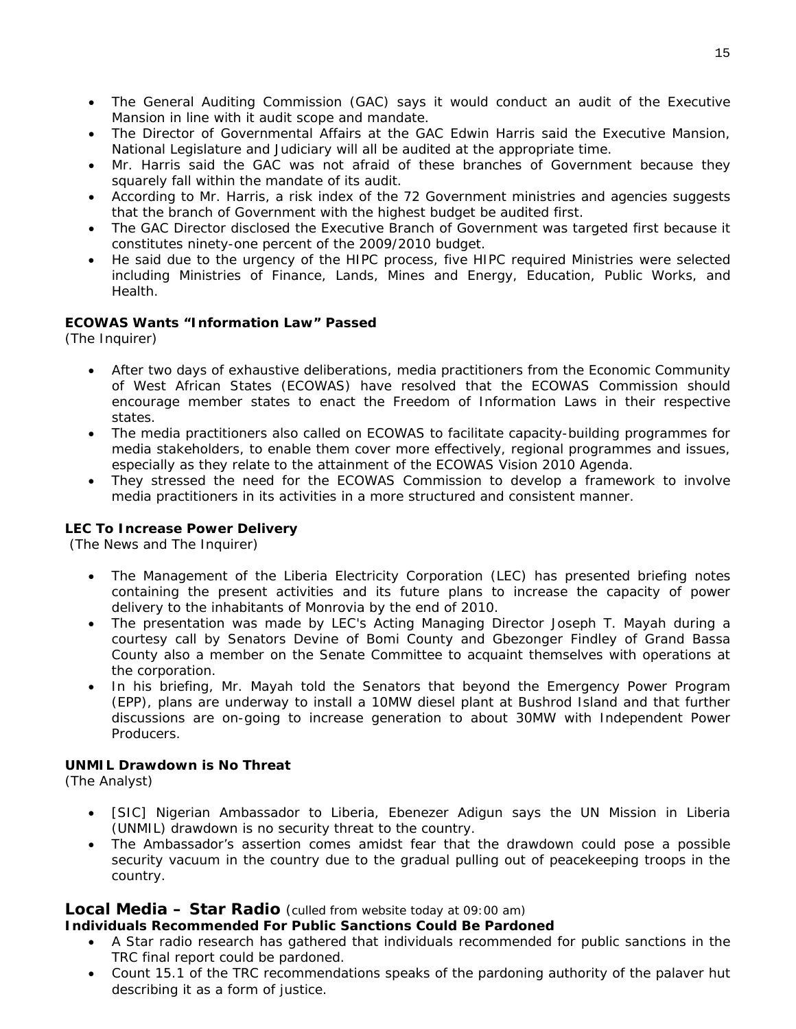- The General Auditing Commission (GAC) says it would conduct an audit of the Executive Mansion in line with it audit scope and mandate.
- The Director of Governmental Affairs at the GAC Edwin Harris said the Executive Mansion, National Legislature and Judiciary will all be audited at the appropriate time.
- Mr. Harris said the GAC was not afraid of these branches of Government because they squarely fall within the mandate of its audit.
- According to Mr. Harris, a risk index of the 72 Government ministries and agencies suggests that the branch of Government with the highest budget be audited first.
- The GAC Director disclosed the Executive Branch of Government was targeted first because it constitutes ninety-one percent of the 2009/2010 budget.
- He said due to the urgency of the HIPC process, five HIPC required Ministries were selected including Ministries of Finance, Lands, Mines and Energy, Education, Public Works, and Health.

**ECOWAS Wants "Information Law" Passed**
*(The Inquirer)*

- After two days of exhaustive deliberations, media practitioners from the Economic Community of West African States (ECOWAS) have resolved that the ECOWAS Commission should encourage member states to enact the Freedom of Information Laws in their respective states.
- The media practitioners also called on ECOWAS to facilitate capacity-building programmes for media stakeholders, to enable them cover more effectively, regional programmes and issues, especially as they relate to the attainment of the ECOWAS Vision 2010 Agenda.
- They stressed the need for the ECOWAS Commission to develop a framework to involve media practitioners in its activities in a more structured and consistent manner.

**LEC To Increase Power Delivery**
*(The News and The Inquirer)*

- The Management of the Liberia Electricity Corporation (LEC) has presented briefing notes containing the present activities and its future plans to increase the capacity of power delivery to the inhabitants of Monrovia by the end of 2010.
- The presentation was made by LEC's Acting Managing Director Joseph T. Mayah during a courtesy call by Senators Devine of Bomi County and Gbezonger Findley of Grand Bassa County also a member on the Senate Committee to acquaint themselves with operations at the corporation.
- In his briefing, Mr. Mayah told the Senators that beyond the Emergency Power Program (EPP), plans are underway to install a 10MW diesel plant at Bushrod Island and that further discussions are on-going to increase generation to about 30MW with Independent Power Producers.

**UNMIL Drawdown is No Threat**
*(The Analyst)*

- [SIC] Nigerian Ambassador to Liberia, Ebenezer Adigun says the UN Mission in Liberia (UNMIL) drawdown is no security threat to the country.
- The Ambassador's assertion comes amidst fear that the drawdown could pose a possible security vacuum in the country due to the gradual pulling out of peacekeeping troops in the country.

## Local Media – Star Radio *(culled from website today at 09:00 am)*

**Individuals Recommended For Public Sanctions Could Be Pardoned**

- A Star radio research has gathered that individuals recommended for public sanctions in the TRC final report could be pardoned.
- Count 15.1 of the TRC recommendations speaks of the pardoning authority of the palaver hut describing it as a form of justice.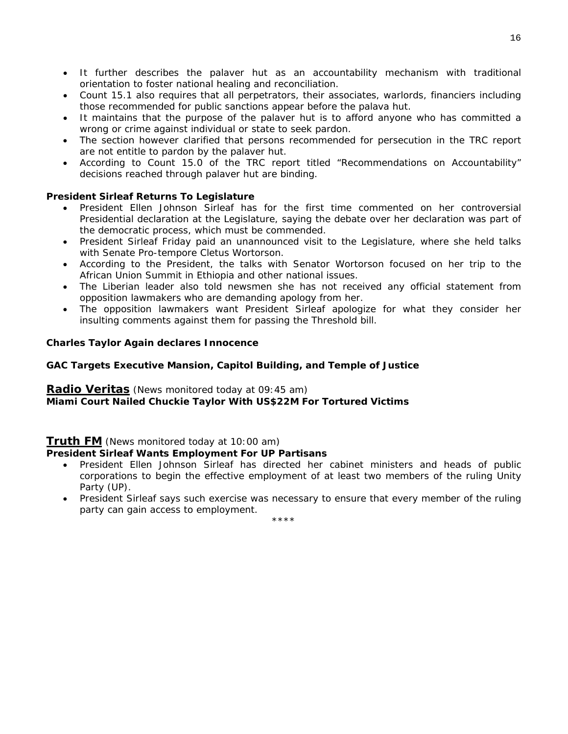- It further describes the palaver hut as an accountability mechanism with traditional orientation to foster national healing and reconciliation.
- Count 15.1 also requires that all perpetrators, their associates, warlords, financiers including those recommended for public sanctions appear before the palava hut.
- It maintains that the purpose of the palaver hut is to afford anyone who has committed a wrong or crime against individual or state to seek pardon.
- The section however clarified that persons recommended for persecution in the TRC report are not entitle to pardon by the palaver hut.
- According to Count 15.0 of the TRC report titled "Recommendations on Accountability" decisions reached through palaver hut are binding.

**President Sirleaf Returns To Legislature**

- President Ellen Johnson Sirleaf has for the first time commented on her controversial Presidential declaration at the Legislature, saying the debate over her declaration was part of the democratic process, which must be commended.
- President Sirleaf Friday paid an unannounced visit to the Legislature, where she held talks with Senate Pro-tempore Cletus Wortorson.
- According to the President, the talks with Senator Wortorson focused on her trip to the African Union Summit in Ethiopia and other national issues.
- The Liberian leader also told newsmen she has not received any official statement from opposition lawmakers who are demanding apology from her.
- The opposition lawmakers want President Sirleaf apologize for what they consider her insulting comments against them for passing the Threshold bill.

**Charles Taylor Again declares Innocence**

**GAC Targets Executive Mansion, Capitol Building, and Temple of Justice**

## Radio Veritas (News monitored today at 09:45 am)

**Miami Court Nailed Chuckie Taylor With US$22M For Tortured Victims**

## Truth FM (News monitored today at 10:00 am)

**President Sirleaf Wants Employment For UP Partisans**

- President Ellen Johnson Sirleaf has directed her cabinet ministers and heads of public corporations to begin the effective employment of at least two members of the ruling Unity Party (UP).
- President Sirleaf says such exercise was necessary to ensure that every member of the ruling party can gain access to employment.

\*\*\*\*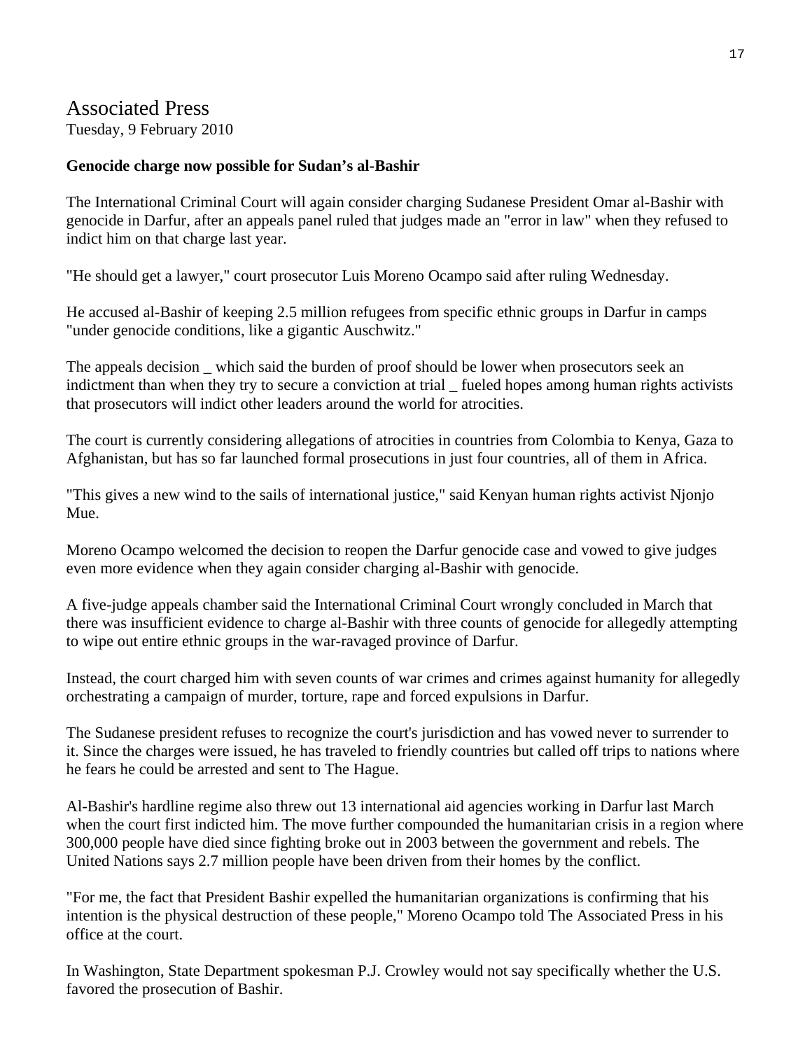# Associated Press

Tuesday, 9 February 2010

**Genocide charge now possible for Sudan's al-Bashir**

The International Criminal Court will again consider charging Sudanese President Omar al-Bashir with genocide in Darfur, after an appeals panel ruled that judges made an "error in law" when they refused to indict him on that charge last year.

"He should get a lawyer," court prosecutor Luis Moreno Ocampo said after ruling Wednesday.

He accused al-Bashir of keeping 2.5 million refugees from specific ethnic groups in Darfur in camps "under genocide conditions, like a gigantic Auschwitz."

The appeals decision _ which said the burden of proof should be lower when prosecutors seek an indictment than when they try to secure a conviction at trial _ fueled hopes among human rights activists that prosecutors will indict other leaders around the world for atrocities.

The court is currently considering allegations of atrocities in countries from Colombia to Kenya, Gaza to Afghanistan, but has so far launched formal prosecutions in just four countries, all of them in Africa.

"This gives a new wind to the sails of international justice," said Kenyan human rights activist Njonjo Mue.

Moreno Ocampo welcomed the decision to reopen the Darfur genocide case and vowed to give judges even more evidence when they again consider charging al-Bashir with genocide.

A five-judge appeals chamber said the International Criminal Court wrongly concluded in March that there was insufficient evidence to charge al-Bashir with three counts of genocide for allegedly attempting to wipe out entire ethnic groups in the war-ravaged province of Darfur.

Instead, the court charged him with seven counts of war crimes and crimes against humanity for allegedly orchestrating a campaign of murder, torture, rape and forced expulsions in Darfur.

The Sudanese president refuses to recognize the court's jurisdiction and has vowed never to surrender to it. Since the charges were issued, he has traveled to friendly countries but called off trips to nations where he fears he could be arrested and sent to The Hague.

Al-Bashir's hardline regime also threw out 13 international aid agencies working in Darfur last March when the court first indicted him. The move further compounded the humanitarian crisis in a region where 300,000 people have died since fighting broke out in 2003 between the government and rebels. The United Nations says 2.7 million people have been driven from their homes by the conflict.

"For me, the fact that President Bashir expelled the humanitarian organizations is confirming that his intention is the physical destruction of these people," Moreno Ocampo told The Associated Press in his office at the court.

In Washington, State Department spokesman P.J. Crowley would not say specifically whether the U.S. favored the prosecution of Bashir.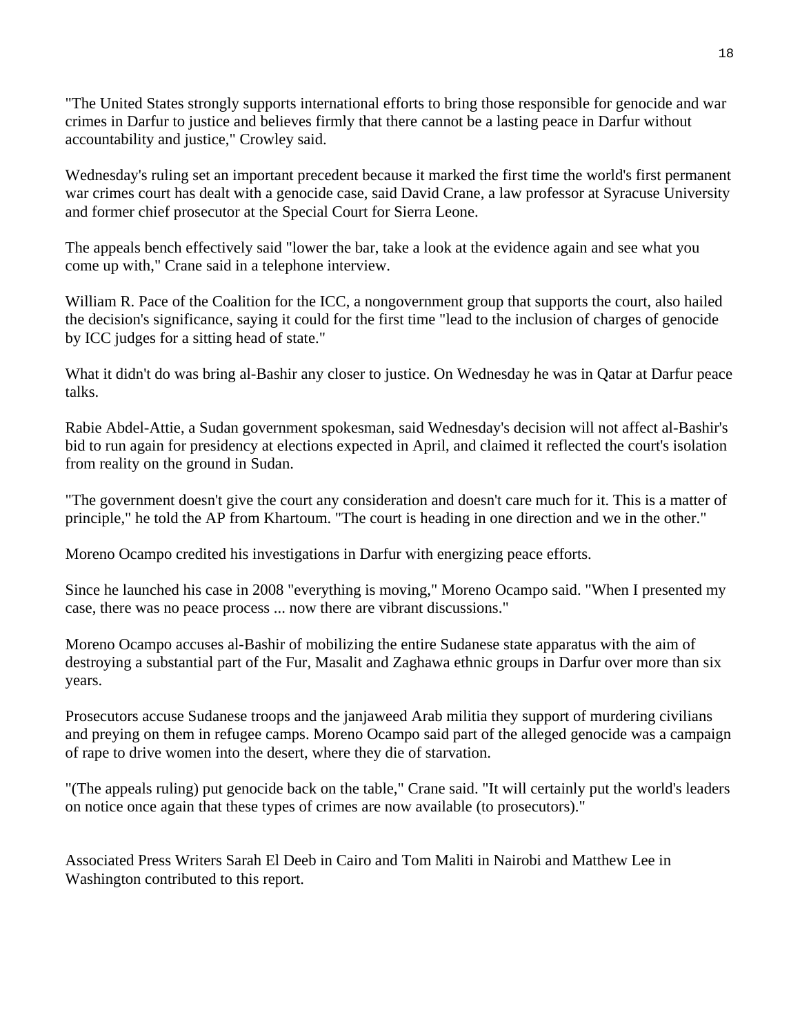"The United States strongly supports international efforts to bring those responsible for genocide and war crimes in Darfur to justice and believes firmly that there cannot be a lasting peace in Darfur without accountability and justice," Crowley said.

Wednesday's ruling set an important precedent because it marked the first time the world's first permanent war crimes court has dealt with a genocide case, said David Crane, a law professor at Syracuse University and former chief prosecutor at the Special Court for Sierra Leone.

The appeals bench effectively said "lower the bar, take a look at the evidence again and see what you come up with," Crane said in a telephone interview.

William R. Pace of the Coalition for the ICC, a nongovernment group that supports the court, also hailed the decision's significance, saying it could for the first time "lead to the inclusion of charges of genocide by ICC judges for a sitting head of state."

What it didn't do was bring al-Bashir any closer to justice. On Wednesday he was in Qatar at Darfur peace talks.

Rabie Abdel-Attie, a Sudan government spokesman, said Wednesday's decision will not affect al-Bashir's bid to run again for presidency at elections expected in April, and claimed it reflected the court's isolation from reality on the ground in Sudan.

"The government doesn't give the court any consideration and doesn't care much for it. This is a matter of principle," he told the AP from Khartoum. "The court is heading in one direction and we in the other."

Moreno Ocampo credited his investigations in Darfur with energizing peace efforts.

Since he launched his case in 2008 "everything is moving," Moreno Ocampo said. "When I presented my case, there was no peace process ... now there are vibrant discussions."

Moreno Ocampo accuses al-Bashir of mobilizing the entire Sudanese state apparatus with the aim of destroying a substantial part of the Fur, Masalit and Zaghawa ethnic groups in Darfur over more than six years.

Prosecutors accuse Sudanese troops and the janjaweed Arab militia they support of murdering civilians and preying on them in refugee camps. Moreno Ocampo said part of the alleged genocide was a campaign of rape to drive women into the desert, where they die of starvation.

"(The appeals ruling) put genocide back on the table," Crane said. "It will certainly put the world's leaders on notice once again that these types of crimes are now available (to prosecutors)."

Associated Press Writers Sarah El Deeb in Cairo and Tom Maliti in Nairobi and Matthew Lee in Washington contributed to this report.